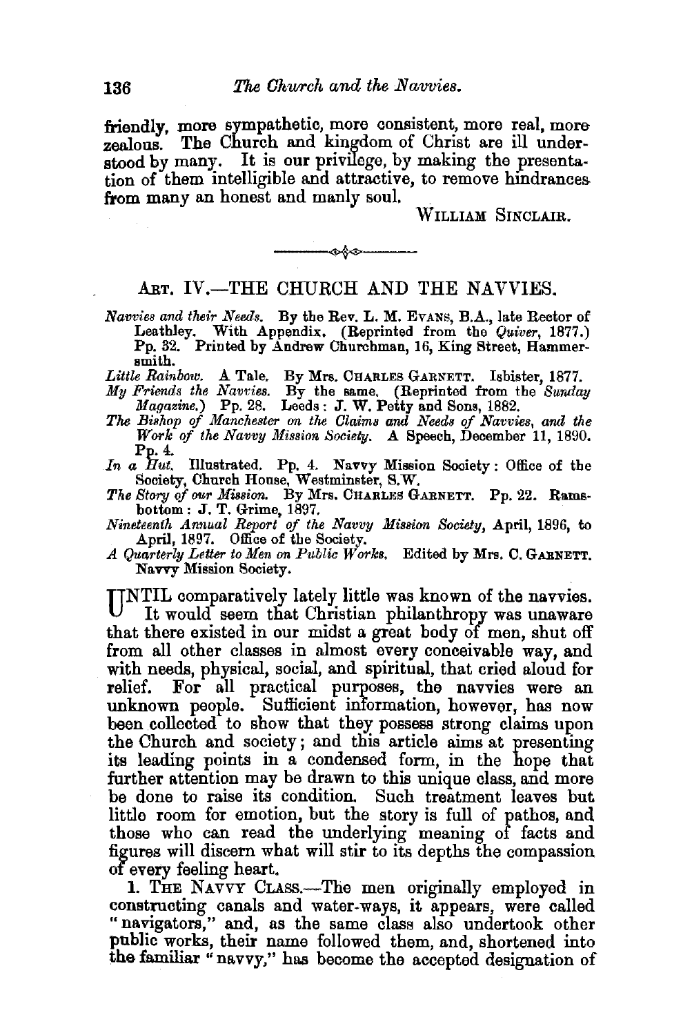friendly, more sympathetic, more consistent, more real, more zealous. The Church and kingdom of Christ are ill understood by many. It is our privilege, by making the presentation of them intelligible and attractive, to remove hindrances from many an honest and manly soul.

WILLIAM SINCLAIR.

---

## ART. IV.—THE CHURCH AND THE NAVVIES.

*Navvies and their Needs.* By the Rev. L. M. EVANS, B.A., late Rector of Leathley. With Appendix. (Reprinted from the *Quiver*, 1877.) Pp. 32. Printed by Andrew Churchman, 16, King Street, Hammersmith.

*Little Rainbow.* A Tale. By Mrs. CHARLES GARNETT. Isbister, 1877.

*My Friends the Navvies.* By the same. (Reprinted from the *Sunday Magazine.*) Pp. 28. Leeds: J. W. Petty and Sons, 1882.

*The Bishop of Manchester on the Claims and Needs of Navvies, and the Work of the Navvy Mission Society.* A Speech, December 11, 1890. Pp. 4.

*In a Hut.* Illustrated. Pp. 4. Navvy Mission Society: Office of the Society, Church House, Westminster, S.W.

*The Story of our Mission.* By Mrs. CHARLES GARNETT. Pp. 22. Ramsbottom: J. T. Grime, 1897.

*Nineteenth Annual Report of the Navvy Mission Society*, April, 1896, to April, 1897. Office of the Society.

*A Quarterly Letter to Men on Public Works.* Edited by Mrs. C. GARNETT. Navvy Mission Society.

UNTIL comparatively lately little was known of the navvies. It would seem that Christian philanthropy was unaware that there existed in our midst a great body of men, shut off from all other classes in almost every conceivable way, and with needs, physical, social, and spiritual, that cried aloud for relief. For all practical purposes, the navvies were an unknown people. Sufficient information, however, has now been collected to show that they possess strong claims upon the Church and society; and this article aims at presenting its leading points in a condensed form, in the hope that further attention may be drawn to this unique class, and more be done to raise its condition. Such treatment leaves but little room for emotion, but the story is full of pathos, and those who can read the underlying meaning of facts and figures will discern what will stir to its depths the compassion of every feeling heart.

1. THE NAVVY CLASS.—The men originally employed in constructing canals and water-ways, it appears, were called "navigators," and, as the same class also undertook other public works, their name followed them, and, shortened into the familiar "navvy," has become the accepted designation of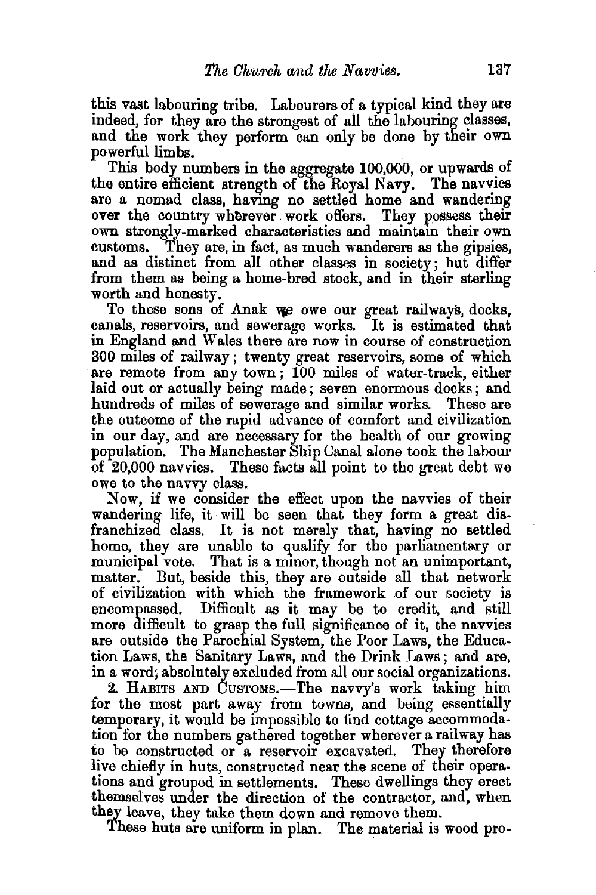this vast labouring tribe. Labourers of a typical kind they are indeed, for they are the strongest of all the labouring classes, and the work they perform can only be done by their own powerful limbs.

This body numbers in the aggregate 100,000, or upwards of the entire efficient strength of the Royal Navy. The navvies are a nomad class, having no settled home and wandering over the country wherever work offers. They possess their own strongly-marked characteristics and maintain their own customs. They are, in fact, as much wanderers as the gipsies, and as distinct from all other classes in society; but differ from them as being a home-bred stock, and in their sterling worth and honesty.

To these sons of Anak we owe our great railways, docks, canals, reservoirs, and sewerage works. It is estimated that in England and Wales there are now in course of construction 300 miles of railway; twenty great reservoirs, some of which are remote from any town; 100 miles of water-track, either laid out or actually being made; seven enormous docks; and hundreds of miles of sewerage and similar works. These are the outcome of the rapid advance of comfort and civilization in our day, and are necessary for the health of our growing population. The Manchester Ship Canal alone took the labour of 20,000 navvies. These facts all point to the great debt we owe to the navvy class.

Now, if we consider the effect upon the navvies of their wandering life, it will be seen that they form a great disfranchized class. It is not merely that, having no settled home, they are unable to qualify for the parliamentary or municipal vote. That is a minor, though not an unimportant, matter. But, beside this, they are outside all that network of civilization with which the framework of our society is encompassed. Difficult as it may be to credit, and still more difficult to grasp the full significance of it, the navvies are outside the Parochial System, the Poor Laws, the Education Laws, the Sanitary Laws, and the Drink Laws; and are, in a word, absolutely excluded from all our social organizations.

2. Habits and Customs.—The navvy's work taking him for the most part away from towns, and being essentially temporary, it would be impossible to find cottage accommodation for the numbers gathered together wherever a railway has to be constructed or a reservoir excavated. They therefore live chiefly in huts, constructed near the scene of their operations and grouped in settlements. These dwellings they erect themselves under the direction of the contractor, and, when they leave, they take them down and remove them.

These huts are uniform in plan. The material is wood pro-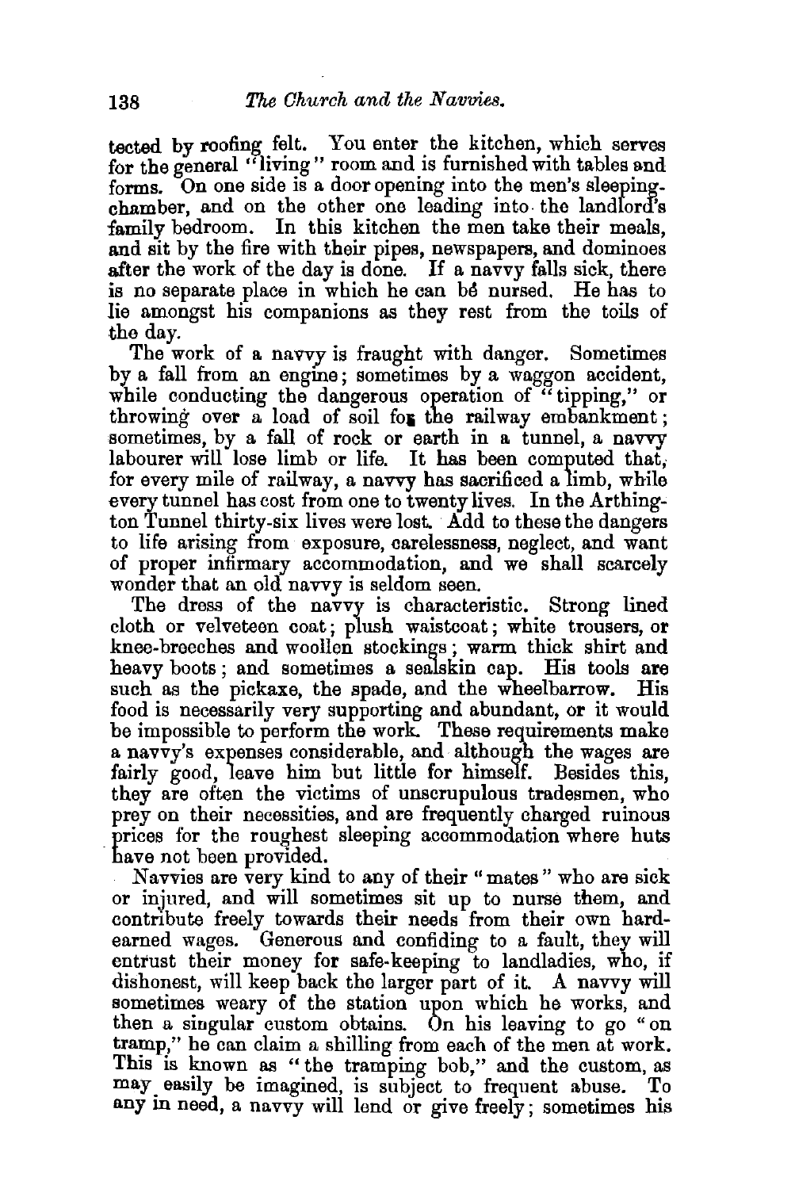tected by roofing felt. You enter the kitchen, which serves for the general "living" room and is furnished with tables and forms. On one side is a door opening into the men's sleeping-chamber, and on the other one leading into the landlord's family bedroom. In this kitchen the men take their meals, and sit by the fire with their pipes, newspapers, and dominoes after the work of the day is done. If a navvy falls sick, there is no separate place in which he can be nursed. He has to lie amongst his companions as they rest from the toils of the day.

The work of a navvy is fraught with danger. Sometimes by a fall from an engine; sometimes by a waggon accident, while conducting the dangerous operation of "tipping," or throwing over a load of soil for the railway embankment; sometimes, by a fall of rock or earth in a tunnel, a navvy labourer will lose limb or life. It has been computed that, for every mile of railway, a navvy has sacrificed a limb, while every tunnel has cost from one to twenty lives. In the Arthington Tunnel thirty-six lives were lost. Add to these the dangers to life arising from exposure, carelessness, neglect, and want of proper infirmary accommodation, and we shall scarcely wonder that an old navvy is seldom seen.

The dress of the navvy is characteristic. Strong lined cloth or velveteen coat; plush waistcoat; white trousers, or knee-breeches and woollen stockings; warm thick shirt and heavy boots; and sometimes a sealskin cap. His tools are such as the pickaxe, the spade, and the wheelbarrow. His food is necessarily very supporting and abundant, or it would be impossible to perform the work. These requirements make a navvy's expenses considerable, and although the wages are fairly good, leave him but little for himself. Besides this, they are often the victims of unscrupulous tradesmen, who prey on their necessities, and are frequently charged ruinous prices for the roughest sleeping accommodation where huts have not been provided.

Navvies are very kind to any of their "mates" who are sick or injured, and will sometimes sit up to nurse them, and contribute freely towards their needs from their own hard-earned wages. Generous and confiding to a fault, they will entrust their money for safe-keeping to landladies, who, if dishonest, will keep back the larger part of it. A navvy will sometimes weary of the station upon which he works, and then a singular custom obtains. On his leaving to go "on tramp," he can claim a shilling from each of the men at work. This is known as "the tramping bob," and the custom, as may easily be imagined, is subject to frequent abuse. To any in need, a navvy will lend or give freely; sometimes his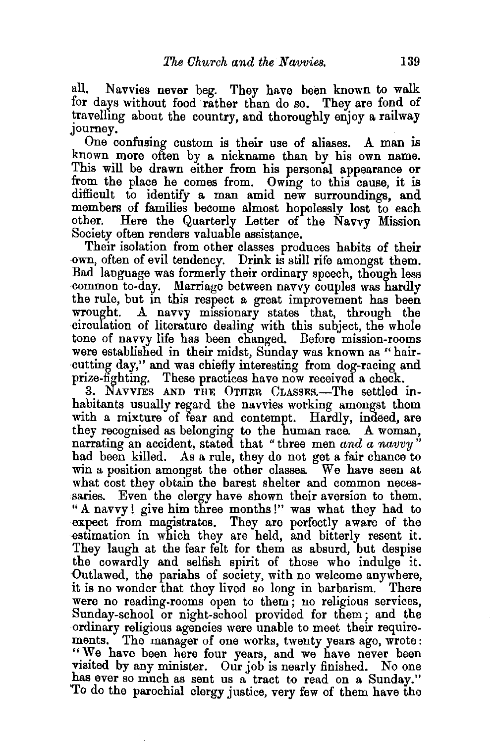all. Navvies never beg. They have been known to walk for days without food rather than do so. They are fond of travelling about the country, and thoroughly enjoy a railway journey.

One confusing custom is their use of aliases. A man is known more often by a nickname than by his own name. This will be drawn either from his personal appearance or from the place he comes from. Owing to this cause, it is difficult to identify a man amid new surroundings, and members of families become almost hopelessly lost to each other. Here the Quarterly Letter of the Navvy Mission Society often renders valuable assistance.

Their isolation from other classes produces habits of their own, often of evil tendency. Drink is still rife amongst them. Bad language was formerly their ordinary speech, though less common to-day. Marriage between navvy couples was hardly the rule, but in this respect a great improvement has been wrought. A navvy missionary states that, through the circulation of literature dealing with this subject, the whole tone of navvy life has been changed. Before mission-rooms were established in their midst, Sunday was known as "hair-cutting day," and was chiefly interesting from dog-racing and prize-fighting. These practices have now received a check.

3. NAVVIES AND THE OTHER CLASSES.—The settled inhabitants usually regard the navvies working amongst them with a mixture of fear and contempt. Hardly, indeed, are they recognised as belonging to the human race. A woman, narrating an accident, stated that "three men *and a navvy*" had been killed. As a rule, they do not get a fair chance to win a position amongst the other classes. We have seen at what cost they obtain the barest shelter and common necessaries. Even the clergy have shown their aversion to them. "A navvy! give him three months!" was what they had to expect from magistrates. They are perfectly aware of the estimation in which they are held, and bitterly resent it. They laugh at the fear felt for them as absurd, but despise the cowardly and selfish spirit of those who indulge it. Outlawed, the pariahs of society, with no welcome anywhere, it is no wonder that they lived so long in barbarism. There were no reading-rooms open to them; no religious services, Sunday-school or night-school provided for them; and the ordinary religious agencies were unable to meet their requirements. The manager of one works, twenty years ago, wrote: "We have been here four years, and we have never been visited by any minister. Our job is nearly finished. No one has ever so much as sent us a tract to read on a Sunday." To do the parochial clergy justice, very few of them have the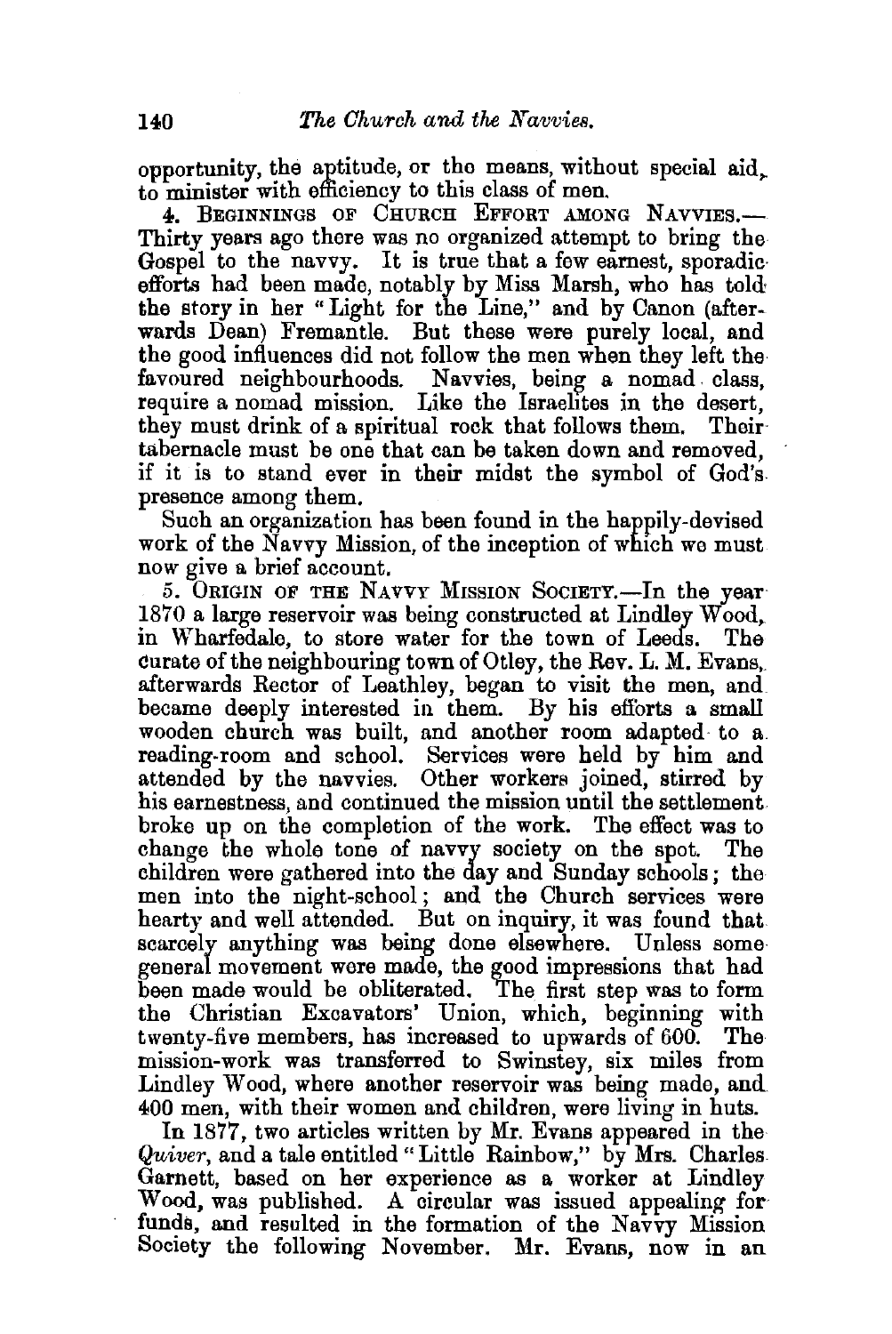opportunity, the aptitude, or the means, without special aid, to minister with efficiency to this class of men.

4. Beginnings of Church Effort among Navvies.—Thirty years ago there was no organized attempt to bring the Gospel to the navvy. It is true that a few earnest, sporadic efforts had been made, notably by Miss Marsh, who has told the story in her "Light for the Line," and by Canon (afterwards Dean) Fremantle. But these were purely local, and the good influences did not follow the men when they left the favoured neighbourhoods. Navvies, being a nomad class, require a nomad mission. Like the Israelites in the desert, they must drink of a spiritual rock that follows them. Their tabernacle must be one that can be taken down and removed, if it is to stand ever in their midst the symbol of God's presence among them.

Such an organization has been found in the happily-devised work of the Navvy Mission, of the inception of which we must now give a brief account.

5. Origin of the Navvy Mission Society.—In the year 1870 a large reservoir was being constructed at Lindley Wood, in Wharfedale, to store water for the town of Leeds. The curate of the neighbouring town of Otley, the Rev. L. M. Evans, afterwards Rector of Leathley, began to visit the men, and became deeply interested in them. By his efforts a small wooden church was built, and another room adapted to a reading-room and school. Services were held by him and attended by the navvies. Other workers joined, stirred by his earnestness, and continued the mission until the settlement broke up on the completion of the work. The effect was to change the whole tone of navvy society on the spot. The children were gathered into the day and Sunday schools; the men into the night-school; and the Church services were hearty and well attended. But on inquiry, it was found that scarcely anything was being done elsewhere. Unless some general movement were made, the good impressions that had been made would be obliterated. The first step was to form the Christian Excavators' Union, which, beginning with twenty-five members, has increased to upwards of 600. The mission-work was transferred to Swinstey, six miles from Lindley Wood, where another reservoir was being made, and 400 men, with their women and children, were living in huts.

In 1877, two articles written by Mr. Evans appeared in the *Quiver*, and a tale entitled "Little Rainbow," by Mrs. Charles Garnett, based on her experience as a worker at Lindley Wood, was published. A circular was issued appealing for funds, and resulted in the formation of the Navvy Mission Society the following November. Mr. Evans, now in an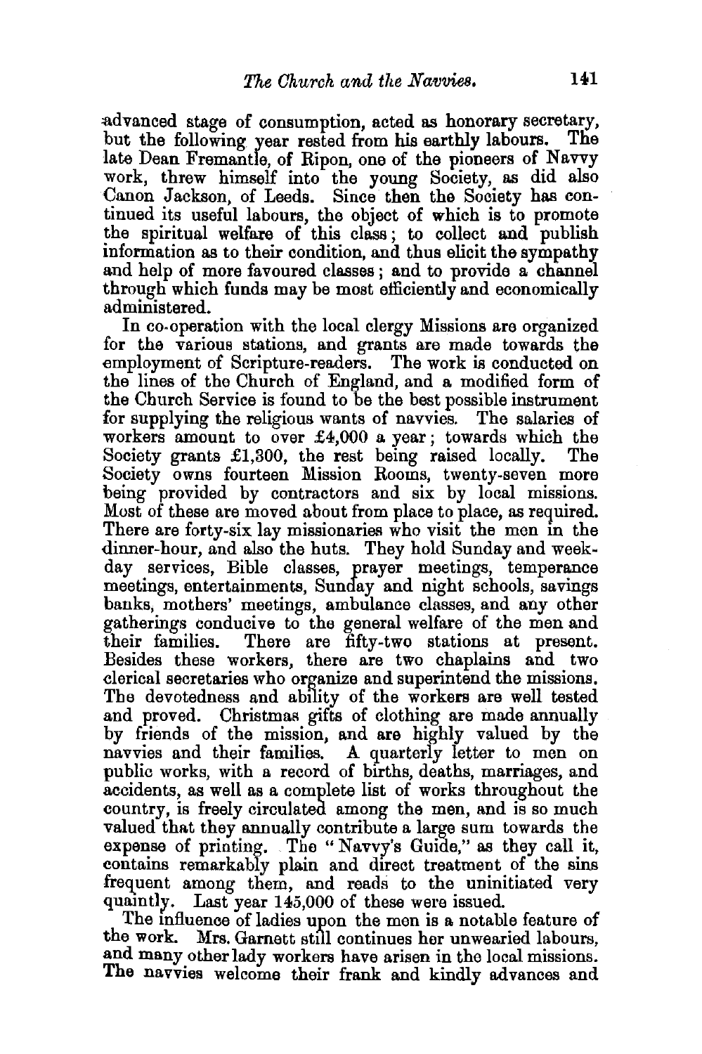advanced stage of consumption, acted as honorary secretary, but the following year rested from his earthly labours. The late Dean Fremantle, of Ripon, one of the pioneers of Navvy work, threw himself into the young Society, as did also Canon Jackson, of Leeds. Since then the Society has continued its useful labours, the object of which is to promote the spiritual welfare of this class; to collect and publish information as to their condition, and thus elicit the sympathy and help of more favoured classes; and to provide a channel through which funds may be most efficiently and economically administered.

In co-operation with the local clergy Missions are organized for the various stations, and grants are made towards the employment of Scripture-readers. The work is conducted on the lines of the Church of England, and a modified form of the Church Service is found to be the best possible instrument for supplying the religious wants of navvies. The salaries of workers amount to over £4,000 a year; towards which the Society grants £1,300, the rest being raised locally. The Society owns fourteen Mission Rooms, twenty-seven more being provided by contractors and six by local missions. Most of these are moved about from place to place, as required. There are forty-six lay missionaries who visit the men in the dinner-hour, and also the huts. They hold Sunday and week-day services, Bible classes, prayer meetings, temperance meetings, entertainments, Sunday and night schools, savings banks, mothers' meetings, ambulance classes, and any other gatherings conducive to the general welfare of the men and their families. There are fifty-two stations at present. Besides these workers, there are two chaplains and two clerical secretaries who organize and superintend the missions. The devotedness and ability of the workers are well tested and proved. Christmas gifts of clothing are made annually by friends of the mission, and are highly valued by the navvies and their families. A quarterly letter to men on public works, with a record of births, deaths, marriages, and accidents, as well as a complete list of works throughout the country, is freely circulated among the men, and is so much valued that they annually contribute a large sum towards the expense of printing. The "Navvy's Guide," as they call it, contains remarkably plain and direct treatment of the sins frequent among them, and reads to the uninitiated very quaintly. Last year 145,000 of these were issued.

The influence of ladies upon the men is a notable feature of the work. Mrs. Garnett still continues her unwearied labours, and many other lady workers have arisen in the local missions. The navvies welcome their frank and kindly advances and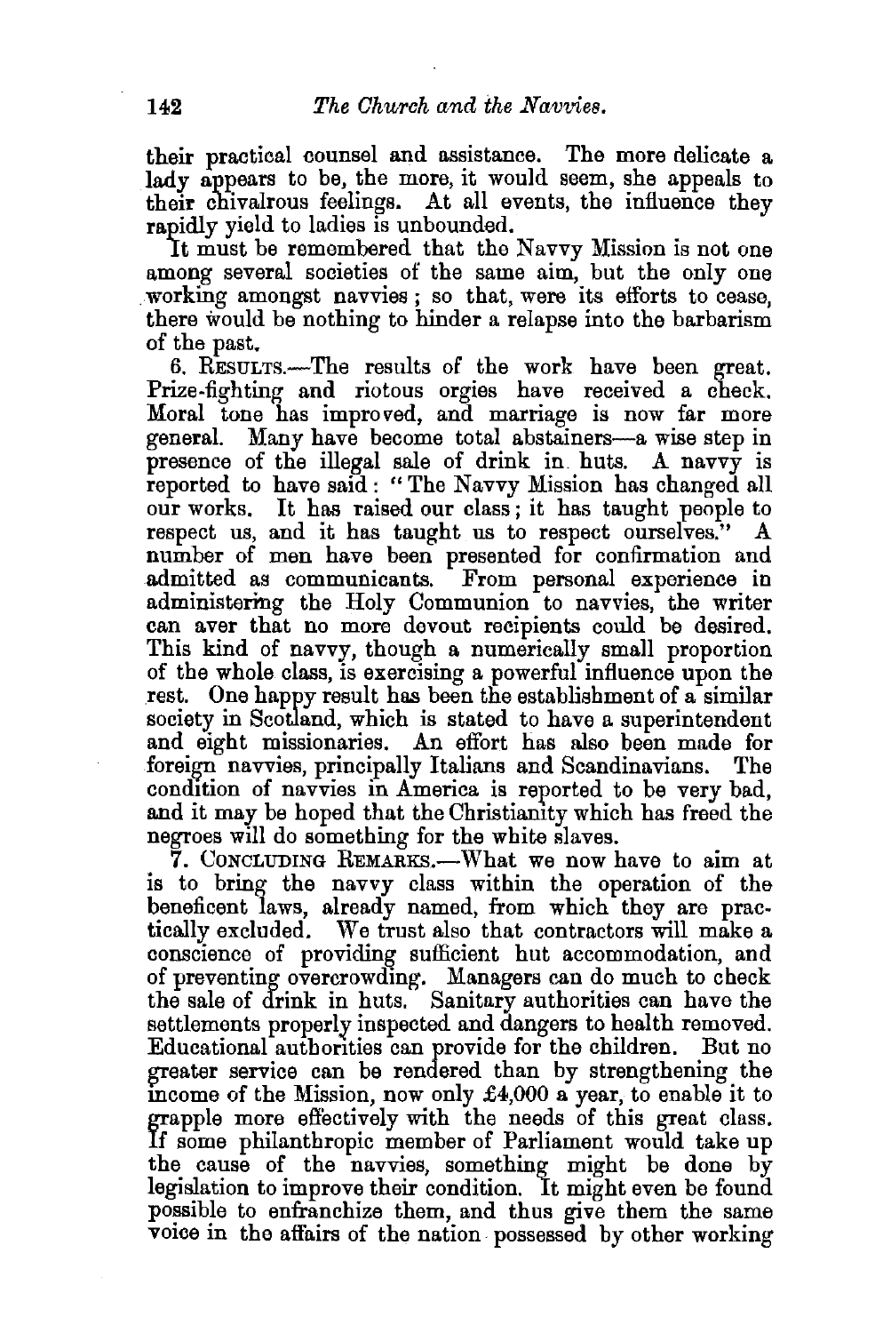their practical counsel and assistance. The more delicate a lady appears to be, the more, it would seem, she appeals to their chivalrous feelings. At all events, the influence they rapidly yield to ladies is unbounded.

It must be remembered that the Navvy Mission is not one among several societies of the same aim, but the only one working amongst navvies; so that, were its efforts to cease, there would be nothing to hinder a relapse into the barbarism of the past.

6. RESULTS.—The results of the work have been great. Prize-fighting and riotous orgies have received a check. Moral tone has improved, and marriage is now far more general. Many have become total abstainers—a wise step in presence of the illegal sale of drink in huts. A navvy is reported to have said: "The Navvy Mission has changed all our works. It has raised our class; it has taught people to respect us, and it has taught us to respect ourselves." A number of men have been presented for confirmation and admitted as communicants. From personal experience in administering the Holy Communion to navvies, the writer can aver that no more devout recipients could be desired. This kind of navvy, though a numerically small proportion of the whole class, is exercising a powerful influence upon the rest. One happy result has been the establishment of a similar society in Scotland, which is stated to have a superintendent and eight missionaries. An effort has also been made for foreign navvies, principally Italians and Scandinavians. The condition of navvies in America is reported to be very bad, and it may be hoped that the Christianity which has freed the negroes will do something for the white slaves.

7. CONCLUDING REMARKS.—What we now have to aim at is to bring the navvy class within the operation of the beneficent laws, already named, from which they are practically excluded. We trust also that contractors will make a conscience of providing sufficient hut accommodation, and of preventing overcrowding. Managers can do much to check the sale of drink in huts. Sanitary authorities can have the settlements properly inspected and dangers to health removed. Educational authorities can provide for the children. But no greater service can be rendered than by strengthening the income of the Mission, now only £4,000 a year, to enable it to grapple more effectively with the needs of this great class. If some philanthropic member of Parliament would take up the cause of the navvies, something might be done by legislation to improve their condition. It might even be found possible to enfranchize them, and thus give them the same voice in the affairs of the nation possessed by other working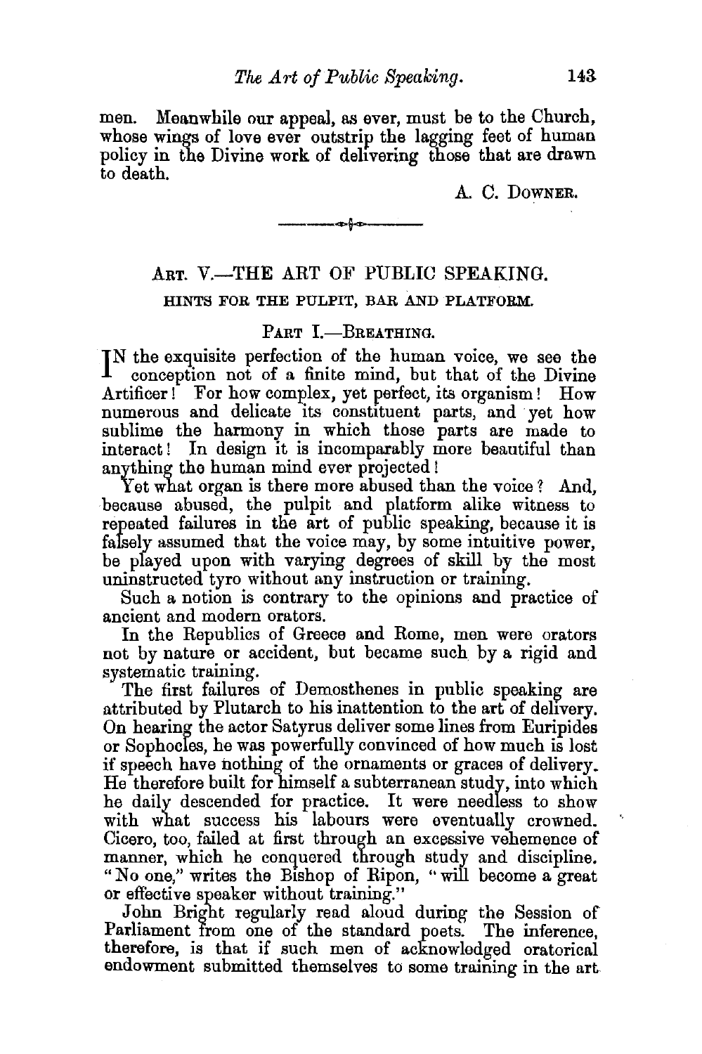men. Meanwhile our appeal, as ever, must be to the Church, whose wings of love ever outstrip the lagging feet of human policy in the Divine work of delivering those that are drawn to death.

A. C. Downer.

---

## Art. V.—THE ART OF PUBLIC SPEAKING.

### HINTS FOR THE PULPIT, BAR AND PLATFORM.

### Part I.—Breathing.

In the exquisite perfection of the human voice, we see the conception not of a finite mind, but that of the Divine Artificer! For how complex, yet perfect, its organism! How numerous and delicate its constituent parts, and yet how sublime the harmony in which those parts are made to interact! In design it is incomparably more beautiful than anything the human mind ever projected!

Yet what organ is there more abused than the voice? And, because abused, the pulpit and platform alike witness to repeated failures in the art of public speaking, because it is falsely assumed that the voice may, by some intuitive power, be played upon with varying degrees of skill by the most uninstructed tyro without any instruction or training.

Such a notion is contrary to the opinions and practice of ancient and modern orators.

In the Republics of Greece and Rome, men were orators not by nature or accident, but became such by a rigid and systematic training.

The first failures of Demosthenes in public speaking are attributed by Plutarch to his inattention to the art of delivery. On hearing the actor Satyrus deliver some lines from Euripides or Sophocles, he was powerfully convinced of how much is lost if speech have nothing of the ornaments or graces of delivery. He therefore built for himself a subterranean study, into which he daily descended for practice. It were needless to show with what success his labours were eventually crowned. Cicero, too, failed at first through an excessive vehemence of manner, which he conquered through study and discipline. "No one," writes the Bishop of Ripon, "will become a great or effective speaker without training."

John Bright regularly read aloud during the Session of Parliament from one of the standard poets. The inference, therefore, is that if such men of acknowledged oratorical endowment submitted themselves to some training in the art